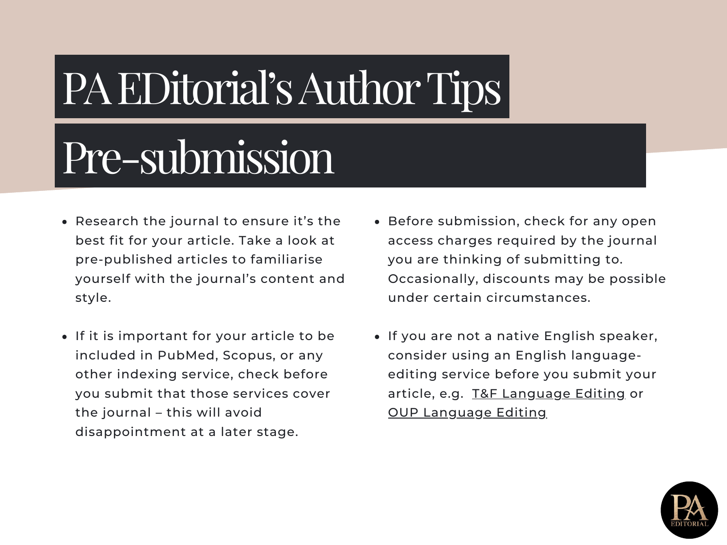# PA EDitorial's Author Tips

## Pre-submission

- Research the journal to ensure it's the best fit for your article. Take a look at pre-published articles to familiarise yourself with the journal's content and style.
- If it is important for your article to be included in PubMed, Scopus, or any other indexing service, check before you submit that those services cover the journal – this will avoid disappointment at a later stage.
- Before submission, check for any open access charges required by the journal you are thinking of submitting to. Occasionally, discounts may be possible under certain circumstances.
- If you are not a native English speaker, consider using an English language-editing service before you submit your article, e.g. T&F Language Editing or OUP Language Editing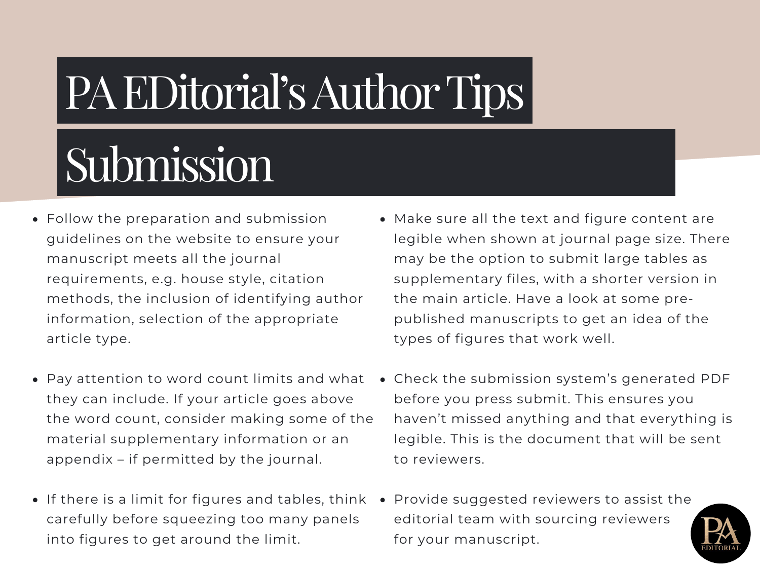# PA EDitorial's Author Tips

## Submission

- Follow the preparation and submission guidelines on the website to ensure your manuscript meets all the journal requirements, e.g. house style, citation methods, the inclusion of identifying author information, selection of the appropriate article type.
- Pay attention to word count limits and what they can include. If your article goes above the word count, consider making some of the material supplementary information or an appendix – if permitted by the journal.
- If there is a limit for figures and tables, think carefully before squeezing too many panels into figures to get around the limit.
- Make sure all the text and figure content are legible when shown at journal page size. There may be the option to submit large tables as supplementary files, with a shorter version in the main article. Have a look at some pre-published manuscripts to get an idea of the types of figures that work well.
- Check the submission system's generated PDF before you press submit. This ensures you haven't missed anything and that everything is legible. This is the document that will be sent to reviewers.
- Provide suggested reviewers to assist the editorial team with sourcing reviewers for your manuscript.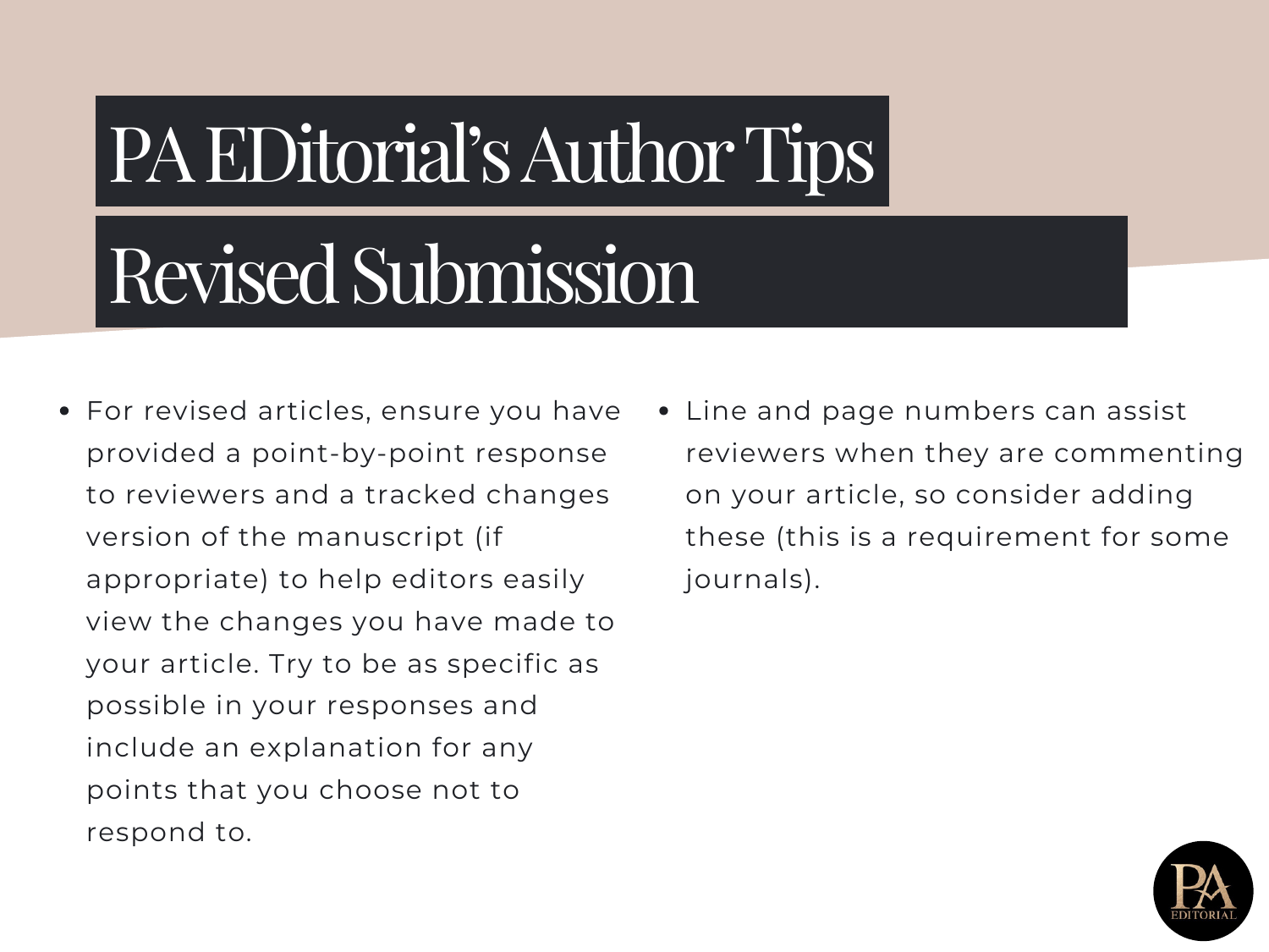# PA EDitorial's Author Tips

## Revised Submission

- For revised articles, ensure you have provided a point-by-point response to reviewers and a tracked changes version of the manuscript (if appropriate) to help editors easily view the changes you have made to your article. Try to be as specific as possible in your responses and include an explanation for any points that you choose not to respond to.
- Line and page numbers can assist reviewers when they are commenting on your article, so consider adding these (this is a requirement for some journals).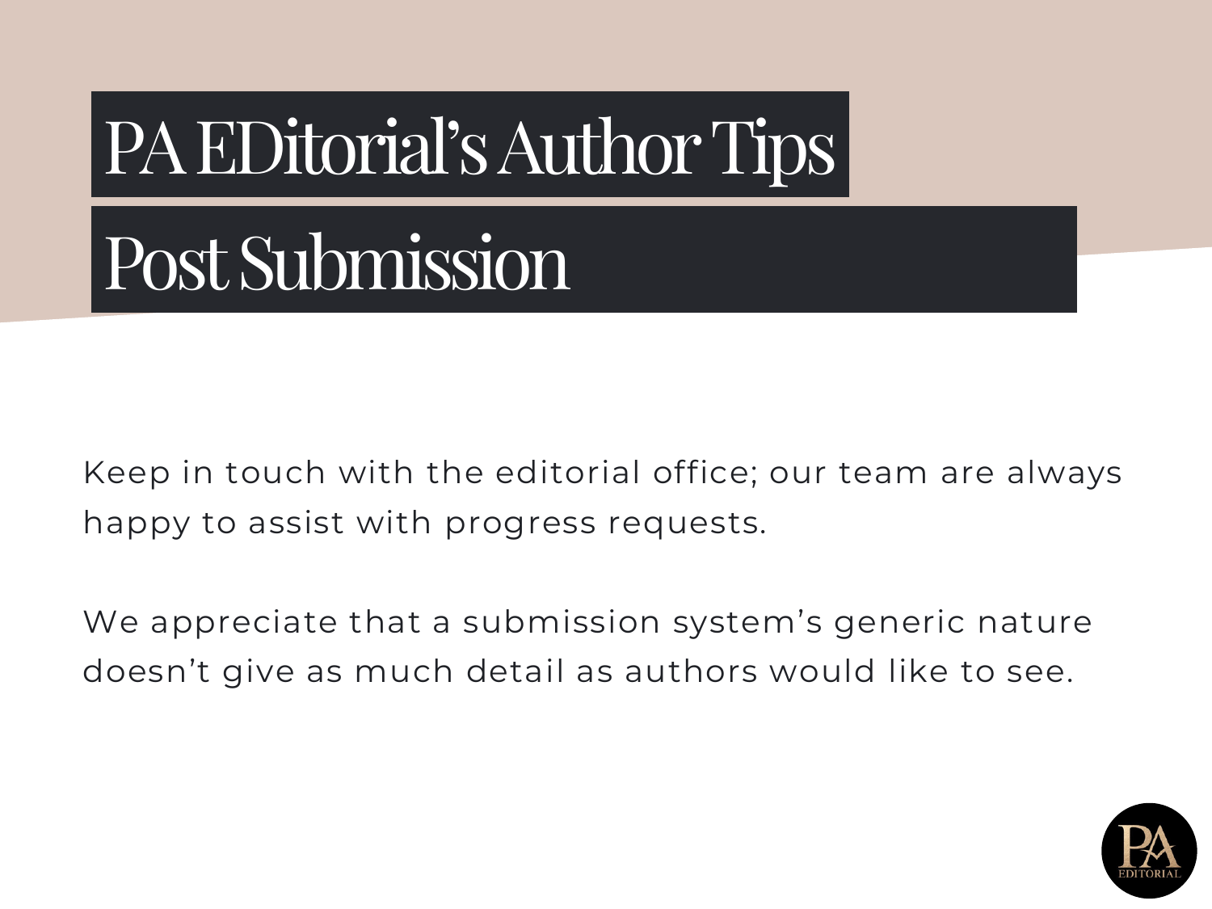# PA EDitorial's Author Tips

## Post Submission

Keep in touch with the editorial office; our team are always happy to assist with progress requests.

We appreciate that a submission system's generic nature doesn't give as much detail as authors would like to see.